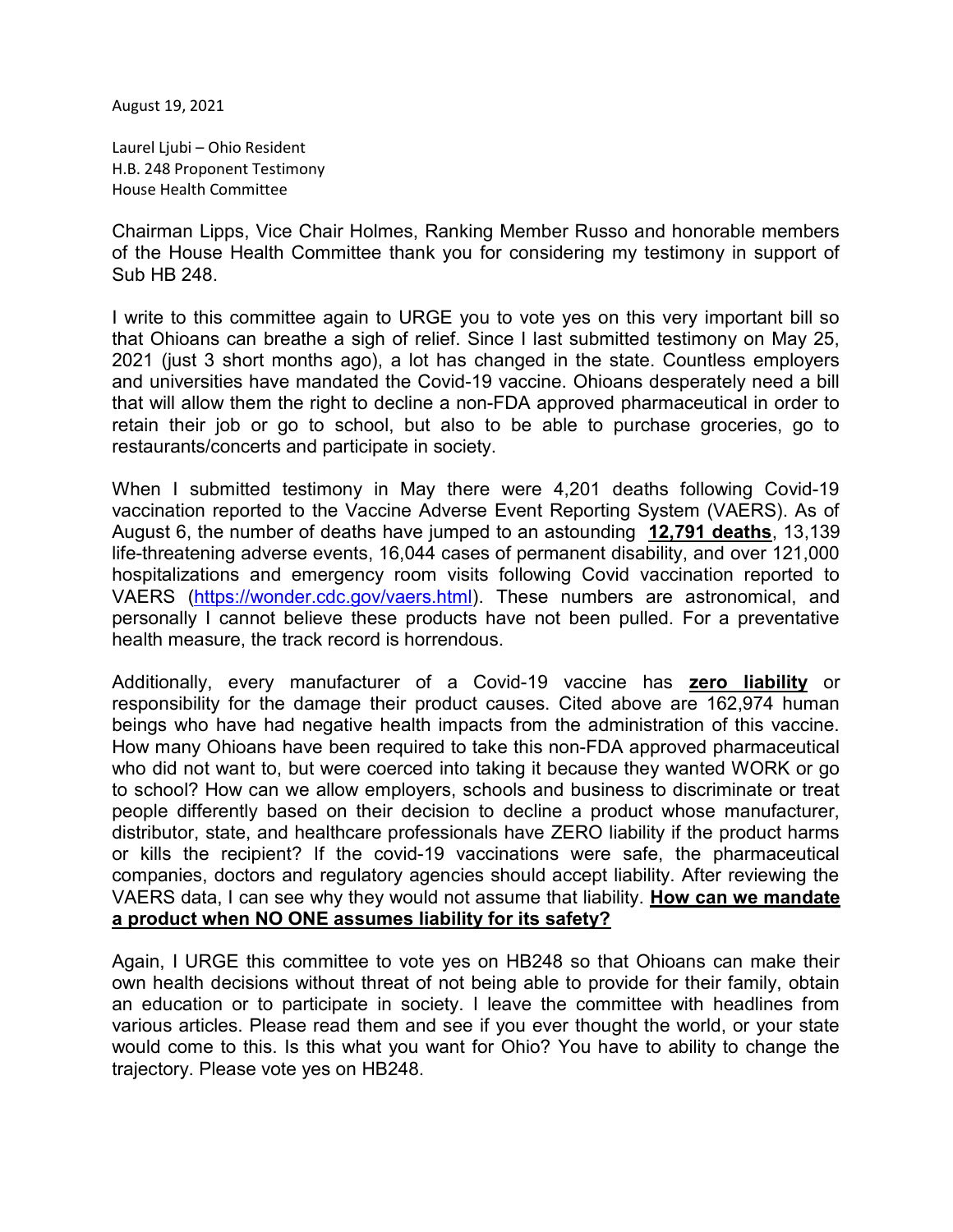August 19, 2021

Laurel Ljubi – Ohio Resident
H.B. 248 Proponent Testimony
House Health Committee

Chairman Lipps, Vice Chair Holmes, Ranking Member Russo and honorable members of the House Health Committee thank you for considering my testimony in support of Sub HB 248.

I write to this committee again to URGE you to vote yes on this very important bill so that Ohioans can breathe a sigh of relief. Since I last submitted testimony on May 25, 2021 (just 3 short months ago), a lot has changed in the state. Countless employers and universities have mandated the Covid-19 vaccine. Ohioans desperately need a bill that will allow them the right to decline a non-FDA approved pharmaceutical in order to retain their job or go to school, but also to be able to purchase groceries, go to restaurants/concerts and participate in society.

When I submitted testimony in May there were 4,201 deaths following Covid-19 vaccination reported to the Vaccine Adverse Event Reporting System (VAERS). As of August 6, the number of deaths have jumped to an astounding **<u>12,791 deaths</u>**, 13,139 life-threatening adverse events, 16,044 cases of permanent disability, and over 121,000 hospitalizations and emergency room visits following Covid vaccination reported to VAERS (https://wonder.cdc.gov/vaers.html). These numbers are astronomical, and personally I cannot believe these products have not been pulled. For a preventative health measure, the track record is horrendous.

Additionally, every manufacturer of a Covid-19 vaccine has **<u>zero liability</u>** or responsibility for the damage their product causes. Cited above are 162,974 human beings who have had negative health impacts from the administration of this vaccine. How many Ohioans have been required to take this non-FDA approved pharmaceutical who did not want to, but were coerced into taking it because they wanted WORK or go to school? How can we allow employers, schools and business to discriminate or treat people differently based on their decision to decline a product whose manufacturer, distributor, state, and healthcare professionals have ZERO liability if the product harms or kills the recipient? If the covid-19 vaccinations were safe, the pharmaceutical companies, doctors and regulatory agencies should accept liability. After reviewing the VAERS data, I can see why they would not assume that liability. **<u>How can we mandate a product when NO ONE assumes liability for its safety?</u>**

Again, I URGE this committee to vote yes on HB248 so that Ohioans can make their own health decisions without threat of not being able to provide for their family, obtain an education or to participate in society. I leave the committee with headlines from various articles. Please read them and see if you ever thought the world, or your state would come to this. Is this what you want for Ohio? You have to ability to change the trajectory. Please vote yes on HB248.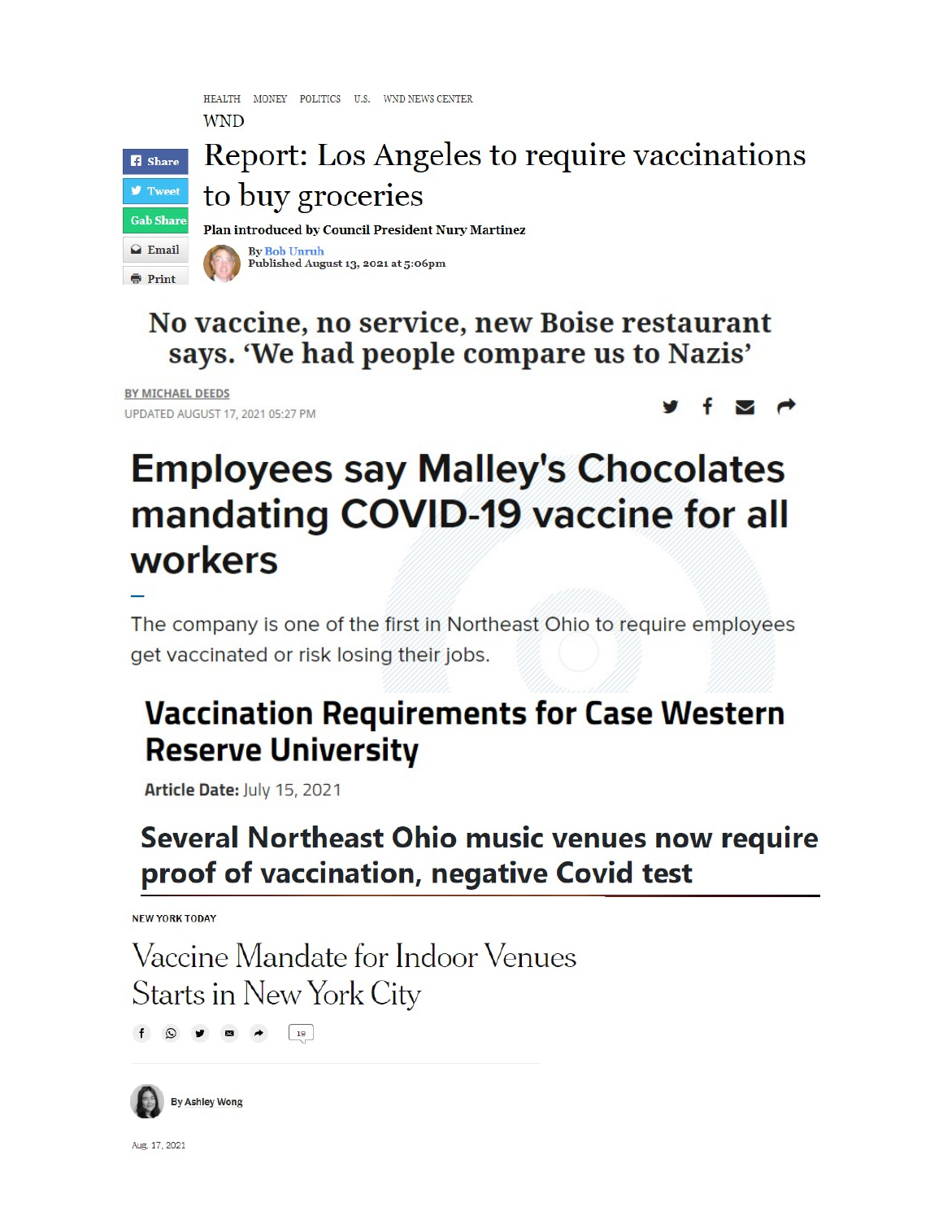HEALTH MONEY POLITICS U.S. WND NEWS CENTER

WND

# Report: Los Angeles to require vaccinations to buy groceries

**Plan introduced by Council President Nury Martinez**

By Bob Unruh
Published August 13, 2021 at 5:06pm

# No vaccine, no service, new Boise restaurant says. 'We had people compare us to Nazis'

BY MICHAEL DEEDS
UPDATED AUGUST 17, 2021 05:27 PM

# Employees say Malley's Chocolates mandating COVID-19 vaccine for all workers

The company is one of the first in Northeast Ohio to require employees get vaccinated or risk losing their jobs.

# Vaccination Requirements for Case Western Reserve University

**Article Date:** July 15, 2021

# Several Northeast Ohio music venues now require proof of vaccination, negative Covid test

NEW YORK TODAY

# Vaccine Mandate for Indoor Venues Starts in New York City

By Ashley Wong

Aug. 17, 2021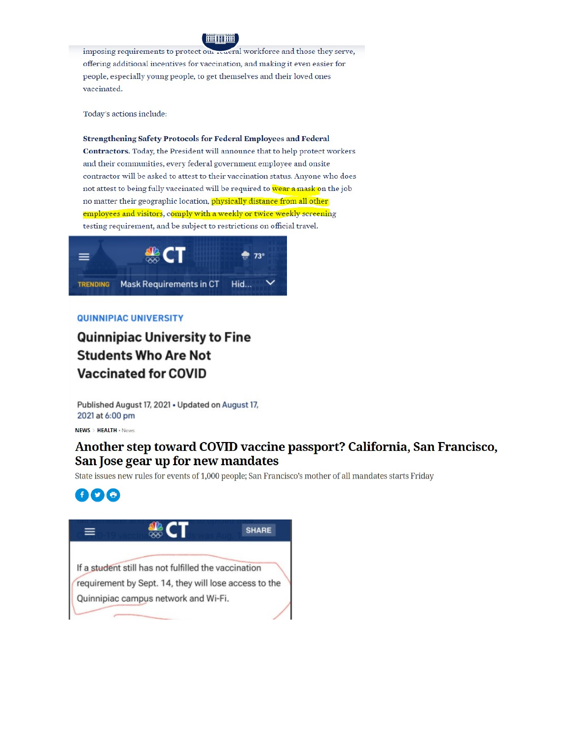imposing requirements to protect our Federal workforce and those they serve, offering additional incentives for vaccination, and making it even easier for people, especially young people, to get themselves and their loved ones vaccinated.

Today's actions include:

**Strengthening Safety Protocols for Federal Employees and Federal Contractors.** Today, the President will announce that to help protect workers and their communities, every federal government employee and onsite contractor will be asked to attest to their vaccination status. Anyone who does not attest to being fully vaccinated will be required to wear a mask on the job no matter their geographic location, physically distance from all other employees and visitors, comply with a weekly or twice weekly screening testing requirement, and be subject to restrictions on official travel.

CT 73°

TRENDING Mask Requirements in CT Hid...

QUINNIPIAC UNIVERSITY

## Quinnipiac University to Fine Students Who Are Not Vaccinated for COVID

Published August 17, 2021 • Updated on August 17, 2021 at 6:00 pm

NEWS › HEALTH • News

## Another step toward COVID vaccine passport? California, San Francisco, San Jose gear up for new mandates

State issues new rules for events of 1,000 people; San Francisco's mother of all mandates starts Friday

CT SHARE

If a student still has not fulfilled the vaccination requirement by Sept. 14, they will lose access to the Quinnipiac campus network and Wi-Fi.